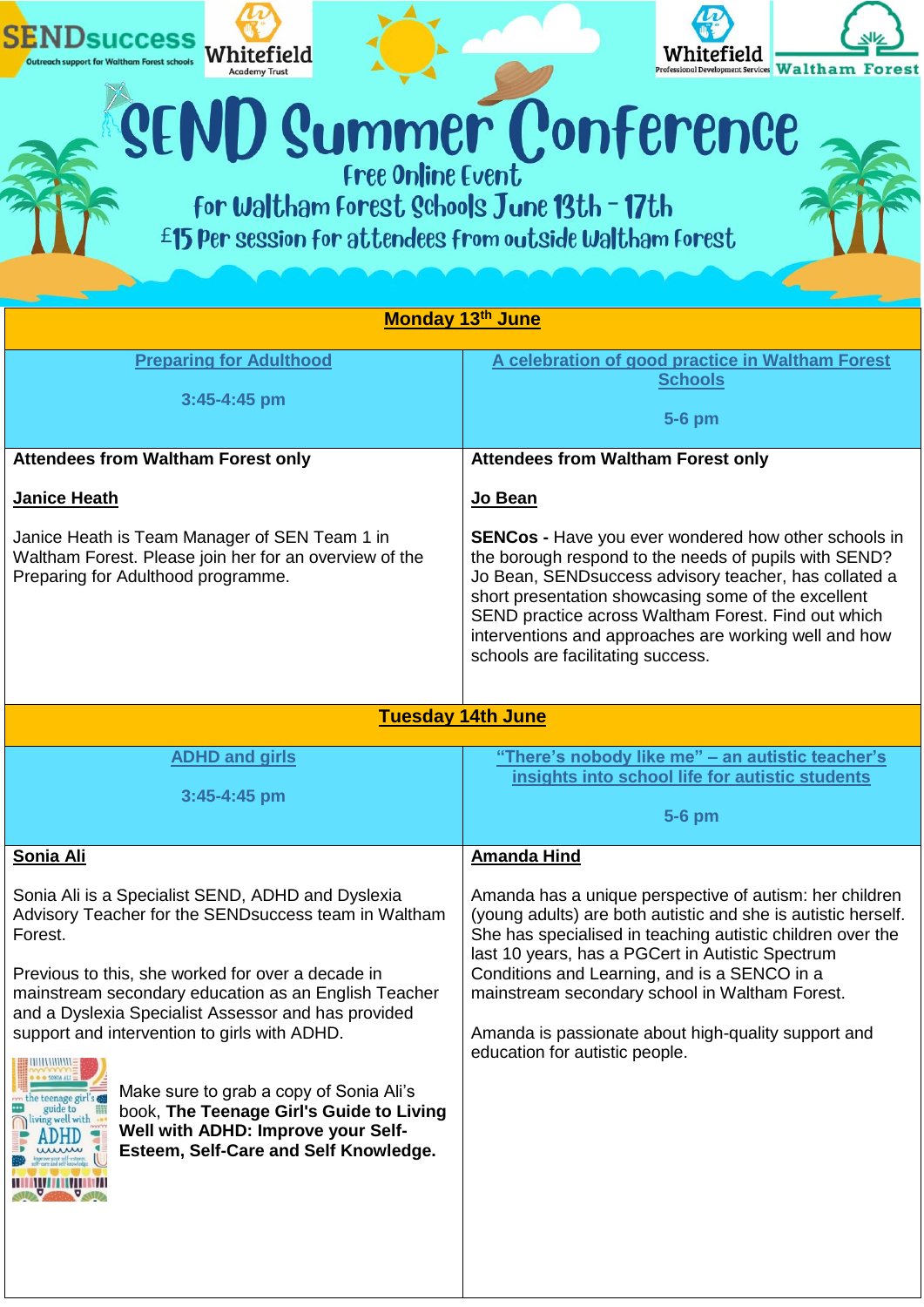SENDsuccess — Outreach support for Waltham Forest schools

Whitefield Academy Trust

Whitefield Professional Development Services

Waltham Forest

# SEND Summer Conference

## Free Online Event

## for Waltham Forest Schools June 13th - 17th

### £15 Per session for attendees from outside Waltham Forest

## Monday 13th June

| **Preparing for Adulthood**<br><br>**3:45-4:45 pm** | **A celebration of good practice in Waltham Forest Schools**<br><br>**5-6 pm** |
|---|---|
| **Attendees from Waltham Forest only**<br><br>**Janice Heath**<br><br>Janice Heath is Team Manager of SEN Team 1 in Waltham Forest. Please join her for an overview of the Preparing for Adulthood programme. | **Attendees from Waltham Forest only**<br><br>**Jo Bean**<br><br>**SENCos -** Have you ever wondered how other schools in the borough respond to the needs of pupils with SEND? Jo Bean, SENDsuccess advisory teacher, has collated a short presentation showcasing some of the excellent SEND practice across Waltham Forest. Find out which interventions and approaches are working well and how schools are facilitating success. |

## Tuesday 14th June

| **ADHD and girls**<br><br>**3:45-4:45 pm** | **"There's nobody like me" – an autistic teacher's insights into school life for autistic students**<br><br>**5-6 pm** |
|---|---|
| **Sonia Ali**<br><br>Sonia Ali is a Specialist SEND, ADHD and Dyslexia Advisory Teacher for the SENDsuccess team in Waltham Forest.<br><br>Previous to this, she worked for over a decade in mainstream secondary education as an English Teacher and a Dyslexia Specialist Assessor and has provided support and intervention to girls with ADHD.<br><br>Make sure to grab a copy of Sonia Ali's book, **The Teenage Girl's Guide to Living Well with ADHD: Improve your Self-Esteem, Self-Care and Self Knowledge.** | **Amanda Hind**<br><br>Amanda has a unique perspective of autism: her children (young adults) are both autistic and she is autistic herself. She has specialised in teaching autistic children over the last 10 years, has a PGCert in Autistic Spectrum Conditions and Learning, and is a SENCO in a mainstream secondary school in Waltham Forest.<br><br>Amanda is passionate about high-quality support and education for autistic people. |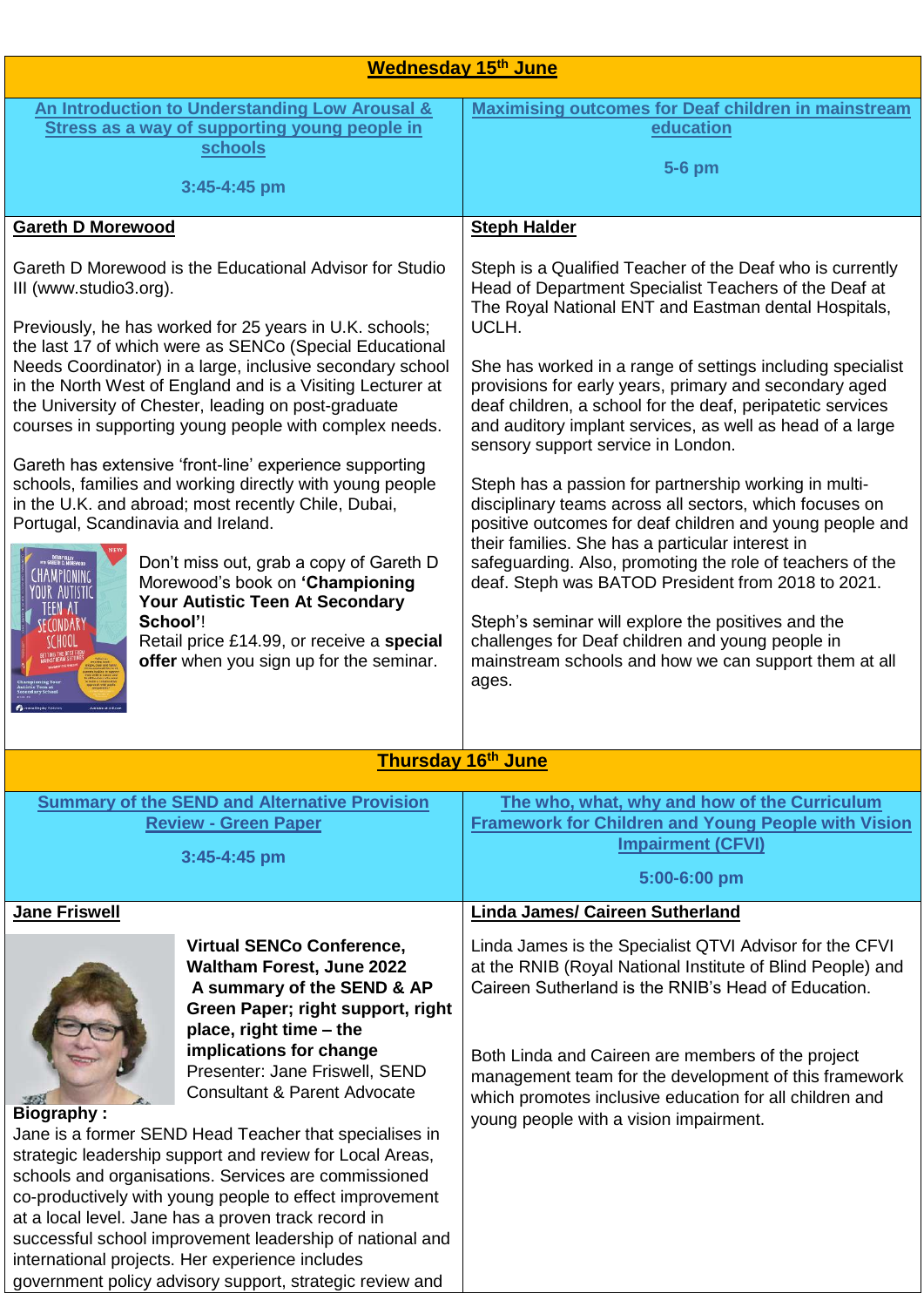## Wednesday 15th June

### An Introduction to Understanding Low Arousal & Stress as a way of supporting young people in schools

**3:45-4:45 pm**

**Gareth D Morewood**

Gareth D Morewood is the Educational Advisor for Studio III (www.studio3.org).

Previously, he has worked for 25 years in U.K. schools; the last 17 of which were as SENCo (Special Educational Needs Coordinator) in a large, inclusive secondary school in the North West of England and is a Visiting Lecturer at the University of Chester, leading on post-graduate courses in supporting young people with complex needs.

Gareth has extensive 'front-line' experience supporting schools, families and working directly with young people in the U.K. and abroad; most recently Chile, Dubai, Portugal, Scandinavia and Ireland.

Don't miss out, grab a copy of Gareth D Morewood's book on **'Championing Your Autistic Teen At Secondary School'**!
Retail price £14.99, or receive a **special offer** when you sign up for the seminar.

### Maximising outcomes for Deaf children in mainstream education

**5-6 pm**

**Steph Halder**

Steph is a Qualified Teacher of the Deaf who is currently Head of Department Specialist Teachers of the Deaf at The Royal National ENT and Eastman dental Hospitals, UCLH.

She has worked in a range of settings including specialist provisions for early years, primary and secondary aged deaf children, a school for the deaf, peripatetic services and auditory implant services, as well as head of a large sensory support service in London.

Steph has a passion for partnership working in multi-disciplinary teams across all sectors, which focuses on positive outcomes for deaf children and young people and their families. She has a particular interest in safeguarding. Also, promoting the role of teachers of the deaf. Steph was BATOD President from 2018 to 2021.

Steph's seminar will explore the positives and the challenges for Deaf children and young people in mainstream schools and how we can support them at all ages.

## Thursday 16th June

### Summary of the SEND and Alternative Provision Review - Green Paper

**3:45-4:45 pm**

**Jane Friswell**

**Virtual SENCo Conference, Waltham Forest, June 2022**
**A summary of the SEND & AP Green Paper; right support, right place, right time – the implications for change**
Presenter: Jane Friswell, SEND Consultant & Parent Advocate

**Biography :**
Jane is a former SEND Head Teacher that specialises in strategic leadership support and review for Local Areas, schools and organisations. Services are commissioned co-productively with young people to effect improvement at a local level. Jane has a proven track record in successful school improvement leadership of national and international projects. Her experience includes government policy advisory support, strategic review and

### The who, what, why and how of the Curriculum Framework for Children and Young People with Vision Impairment (CFVI)

**5:00-6:00 pm**

**Linda James/ Caireen Sutherland**

Linda James is the Specialist QTVI Advisor for the CFVI at the RNIB (Royal National Institute of Blind People) and Caireen Sutherland is the RNIB's Head of Education.

Both Linda and Caireen are members of the project management team for the development of this framework which promotes inclusive education for all children and young people with a vision impairment.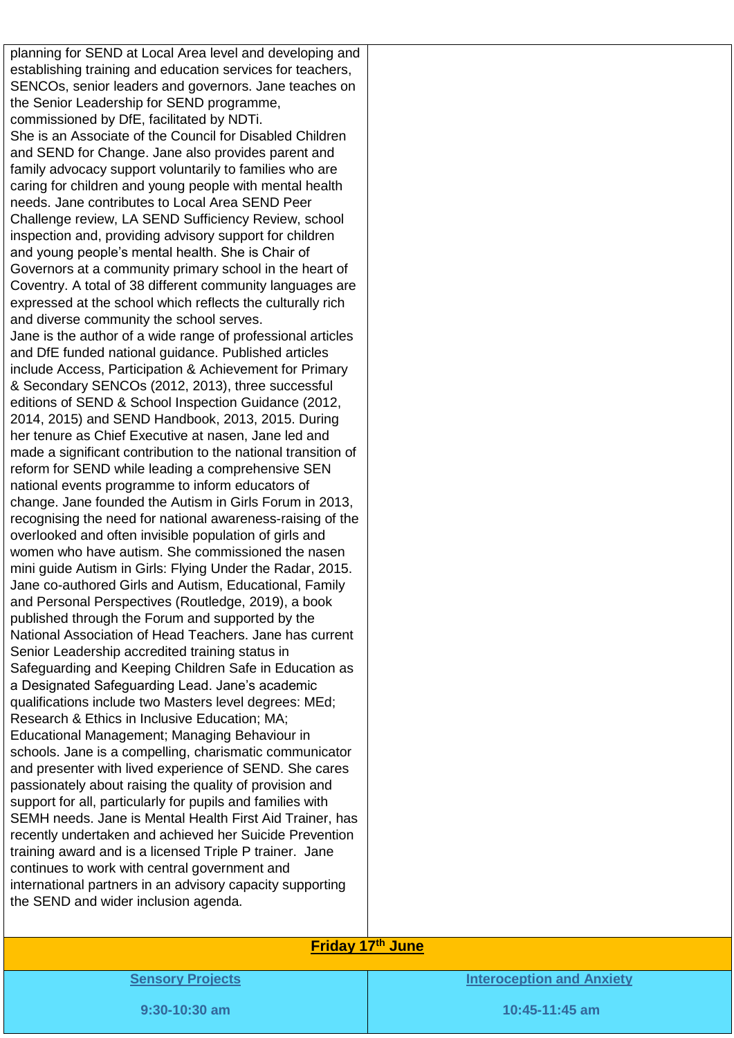| | |
|---|---|
| planning for SEND at Local Area level and developing and establishing training and education services for teachers, SENCOs, senior leaders and governors. Jane teaches on the Senior Leadership for SEND programme, commissioned by DfE, facilitated by NDTi.<br>She is an Associate of the Council for Disabled Children and SEND for Change. Jane also provides parent and family advocacy support voluntarily to families who are caring for children and young people with mental health needs. Jane contributes to Local Area SEND Peer Challenge review, LA SEND Sufficiency Review, school inspection and, providing advisory support for children and young people's mental health. She is Chair of Governors at a community primary school in the heart of Coventry. A total of 38 different community languages are expressed at the school which reflects the culturally rich and diverse community the school serves.<br>Jane is the author of a wide range of professional articles and DfE funded national guidance. Published articles include Access, Participation & Achievement for Primary & Secondary SENCOs (2012, 2013), three successful editions of SEND & School Inspection Guidance (2012, 2014, 2015) and SEND Handbook, 2013, 2015. During her tenure as Chief Executive at nasen, Jane led and made a significant contribution to the national transition of reform for SEND while leading a comprehensive SEN national events programme to inform educators of change. Jane founded the Autism in Girls Forum in 2013, recognising the need for national awareness-raising of the overlooked and often invisible population of girls and women who have autism. She commissioned the nasen mini guide Autism in Girls: Flying Under the Radar, 2015. Jane co-authored Girls and Autism, Educational, Family and Personal Perspectives (Routledge, 2019), a book published through the Forum and supported by the National Association of Head Teachers. Jane has current Senior Leadership accredited training status in Safeguarding and Keeping Children Safe in Education as a Designated Safeguarding Lead. Jane's academic qualifications include two Masters level degrees: MEd; Research & Ethics in Inclusive Education; MA; Educational Management; Managing Behaviour in schools. Jane is a compelling, charismatic communicator and presenter with lived experience of SEND. She cares passionately about raising the quality of provision and support for all, particularly for pupils and families with SEMH needs. Jane is Mental Health First Aid Trainer, has recently undertaken and achieved her Suicide Prevention training award and is a licensed Triple P trainer. Jane continues to work with central government and international partners in an advisory capacity supporting the SEND and wider inclusion agenda. | |
| **Friday 17th June** | |
| **Sensory Projects**<br><br>**9:30-10:30 am** | **Interoception and Anxiety**<br><br>**10:45-11:45 am** |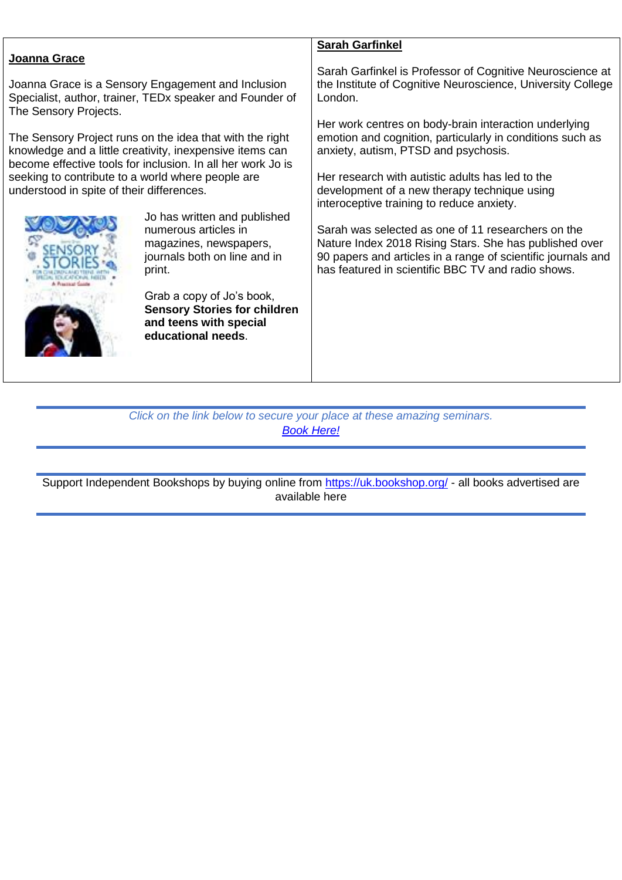## Joanna Grace

Joanna Grace is a Sensory Engagement and Inclusion Specialist, author, trainer, TEDx speaker and Founder of The Sensory Projects.

The Sensory Project runs on the idea that with the right knowledge and a little creativity, inexpensive items can become effective tools for inclusion. In all her work Jo is seeking to contribute to a world where people are understood in spite of their differences.

Jo has written and published numerous articles in magazines, newspapers, journals both on line and in print.

Grab a copy of Jo's book, **Sensory Stories for children and teens with special educational needs**.

## Sarah Garfinkel

Sarah Garfinkel is Professor of Cognitive Neuroscience at the Institute of Cognitive Neuroscience, University College London.

Her work centres on body-brain interaction underlying emotion and cognition, particularly in conditions such as anxiety, autism, PTSD and psychosis.

Her research with autistic adults has led to the development of a new therapy technique using interoceptive training to reduce anxiety.

Sarah was selected as one of 11 researchers on the Nature Index 2018 Rising Stars. She has published over 90 papers and articles in a range of scientific journals and has featured in scientific BBC TV and radio shows.

---

*Click on the link below to secure your place at these amazing seminars.*
*Book Here!*

---

Support Independent Bookshops by buying online from https://uk.bookshop.org/ - all books advertised are available here